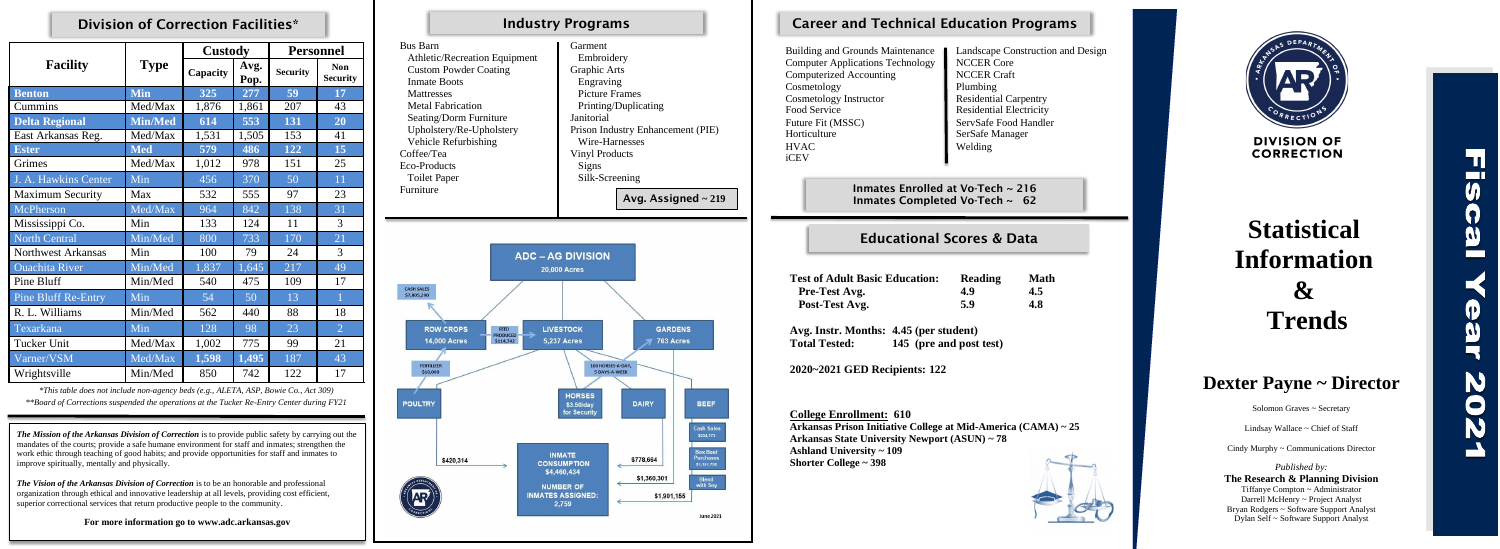## Division of Correction Facilities*

| Facility | Type | Custody | | Personnel | |
|---|---|---|---|---|---|
| | | Capacity | Avg. Pop. | Security | Non Security |
| Benton | Min | 325 | 277 | 59 | 17 |
| Cummins | Med/Max | 1,876 | 1,861 | 207 | 43 |
| Delta Regional | Min/Med | 614 | 553 | 131 | 20 |
| East Arkansas Reg. | Med/Max | 1,531 | 1,505 | 153 | 41 |
| Ester | Med | 579 | 486 | 122 | 15 |
| Grimes | Med/Max | 1,012 | 978 | 151 | 25 |
| J. A. Hawkins Center | Min | 456 | 370 | 50 | 11 |
| Maximum Security | Max | 532 | 555 | 97 | 23 |
| McPherson | Med/Max | 964 | 842 | 138 | 31 |
| Mississippi Co. | Min | 133 | 124 | 11 | 3 |
| North Central | Min/Med | 800 | 733 | 170 | 21 |
| Northwest Arkansas | Min | 100 | 79 | 24 | 3 |
| Ouachita River | Min/Med | 1,837 | 1,645 | 217 | 49 |
| Pine Bluff | Min/Med | 540 | 475 | 109 | 17 |
| Pine Bluff Re-Entry | Min | 54 | 50 | 13 | 1 |
| R. L. Williams | Min/Med | 562 | 440 | 88 | 18 |
| Texarkana | Min | 128 | 98 | 23 | 2 |
| Tucker Unit | Med/Max | 1,002 | 775 | 99 | 21 |
| Varner/VSM | Med/Max | 1,598 | 1,495 | 187 | 43 |
| Wrightsville | Min/Med | 850 | 742 | 122 | 17 |

*\*This table does not include non-agency beds (e.g., ALETA, ASP, Bowie Co., Act 309)*
*\*\*Board of Corrections suspended the operations at the Tucker Re-Entry Center during FY21*

***The Mission of the Arkansas Division of Correction*** is to provide public safety by carrying out the mandates of the courts; provide a safe humane environment for staff and inmates; strengthen the work ethic through teaching of good habits; and provide opportunities for staff and inmates to improve spiritually, mentally and physically.

***The Vision of the Arkansas Division of Correction*** is to be an honorable and professional organization through ethical and innovative leadership at all levels, providing cost efficient, superior correctional services that return productive people to the community.

**For more information go to www.adc.arkansas.gov**

## Industry Programs

- Bus Barn
  - Athletic/Recreation Equipment
  - Custom Powder Coating
  - Inmate Boots
  - Mattresses
  - Metal Fabrication
  - Seating/Dorm Furniture
  - Upholstery/Re-Upholstery
  - Vehicle Refurbishing
- Coffee/Tea
- Eco-Products
  - Toilet Paper
- Furniture
- Garment
  - Embroidery
- Graphic Arts
  - Engraving
  - Picture Frames
  - Printing/Duplicating
- Janitorial
- Prison Industry Enhancement (PIE)
  - Wire-Harnesses
- Vinyl Products
  - Signs
  - Silk-Screening

**Avg. Assigned ~ 219**

**ADC – AG DIVISION**
20,000 Acres

- CASH SALES $7,805,290
- ROW CROPS 14,000 Acres
- FEED PRODUCED $114,742
- LIVESTOCK 5,237 Acres
- GARDENS 763 Acres
- FORFEITER $63,000
- 180 HORSES 4-DAYS, 5 DAYS A WEEK
- HORSES $3.50/day for Security
- POULTRY $420,314
- INMATE CONSUMPTION $4,460,434
- DAIRY $778,664
- BEEF: Cash Sales $534,772; Box Beef Purchases $1,321,700; Blend with Soy
- $1,360,301
- NUMBER OF INMATES ASSIGNED: 2,759
- $1,901,155

June 2021

## Career and Technical Education Programs

- Building and Grounds Maintenance
- Computer Applications Technology
- Computerized Accounting
- Cosmetology
- Cosmetology Instructor
- Food Service
- Future Fit (MSSC)
- Horticulture
- HVAC
- iCEV
- Landscape Construction and Design
- NCCER Core
- NCCER Craft
- Plumbing
- Residential Carpentry
- Residential Electricity
- ServSafe Food Handler
- SerSafe Manager
- Welding

**Inmates Enrolled at Vo-Tech ~ 216**
**Inmates Completed Vo-Tech ~ 62**

## Educational Scores & Data

| Test of Adult Basic Education: | Reading | Math |
|---|---|---|
| Pre-Test Avg. | 4.9 | 4.5 |
| Post-Test Avg. | 5.9 | 4.8 |

**Avg. Instr. Months: 4.45 (per student)**
**Total Tested: 145 (pre and post test)**

**2020~2021 GED Recipients: 122**

**College Enrollment: 610**
**Arkansas Prison Initiative College at Mid-America (CAMA) ~ 25**
**Arkansas State University Newport (ASUN) ~ 78**
**Ashland University ~ 109**
**Shorter College ~ 398**

ARKANSAS DEPARTMENT OF CORRECTIONS
**DIVISION OF CORRECTION**

# Statistical Information & Trends

# Fiscal Year 2021

## Dexter Payne ~ Director

Solomon Graves ~ Secretary

Lindsay Wallace ~ Chief of Staff

Cindy Murphy ~ Communications Director

*Published by:*
**The Research & Planning Division**
Tiffanye Compton ~ Administrator
Darrell McHenry ~ Project Analyst
Bryan Rodgers ~ Software Support Analyst
Dylan Self ~ Software Support Analyst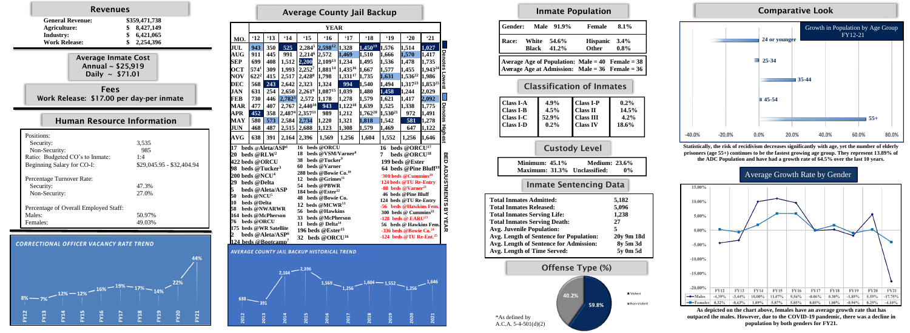## Revenues

| | |
|---|---|
| **General Revenue:** | **$359,471,738** |
| **Agriculture:** | **$ 8,427,149** |
| **Industry:** | **$ 6,421,065** |
| **Work Release:** | **$ 2,254,396** |

**Average Inmate Cost**
**Annual ~ $25,919**
**Daily ~ $71.01**

## Fees

**Work Release: $17.00 per day-per inmate**

## Human Resource Information

| | |
|---|---|
| Positions: | |
| Security: | 3,535 |
| Non-Security: | 985 |
| Ratio: Budgeted CO's to Inmate: | 1:4 |
| Beginning Salary for CO-I: | $29,045.95 - $32,404.94 |
| Percentage Turnover Rate: | |
| Security: | 47.3% |
| Non-Security: | 27.0% |
| Percentage of Overall Employed Staff: | |
| Males: | 50.97% |
| Females: | 49.03% |

*CORRECTIONAL OFFICER VACANCY RATE TREND*

8% 7% 12% 12% 16% 19% 17% 14% 22% 44%

FY12 FY13 FY14 FY15 FY16 FY17 FY18 FY19 FY20 FY21

## Average County Jail Backup

| MO. | '12 | '13 | '14 | '15 | '16 | '17 | '18 | '19 | '20 | '21 |
|---|---|---|---|---|---|---|---|---|---|---|
| JUL | 943 | 350 | 525 | 2,284[5] | 2,598[12] | 1,328 | 1,450[19] | 1,576 | 1,514 | 1,027 |
| AUG | 911 | 445 | 991 | 2,214[6] | 2,572 | 1,469 | 1,510 | 1,666 | 1,570 | 1,417 |
| SEP | 699 | 408 | 1,512 | 2,200 | 2,109[13] | 1,234 | 1,495 | 1,536 | 1,478 | 1,735 |
| OCT | 574[1] | 309 | 1,993 | 2,252[7] | 1,881[14] | 1,435[16] | 1,667 | 1,577 | 1,455 | 1,943[24] |
| NOV | 622[2] | 415 | 2,517 | 2,428[8] | 1,798 | 1,331[17] | 1,735 | 1,631 | 1,536[22] | 1,986 |
| DEC | 568 | 243 | 2,642 | 2,323 | 1,324 | 994 | 1,540 | 1,494 | 1,317[23] | 1,853[25] |
| JAN | 631 | 254 | 2,650 | 2,261[9] | 1,087[15] | 1,039 | 1,480 | 1,458 | 1,244 | 2,029 |
| FEB | 730 | 446 | 2,782[3] | 2,572 | 1,178 | 1,278 | 1,579 | 1,621 | 1,417 | 2,092 |
| MAR | 477 | 407 | 2,767 | 2,440[10] | 943 | 1,122[18] | 1,639 | 1,525 | 1,338 | 1,775 |
| APR | 452 | 358 | 2,487[4] | 2,357[11] | 989 | 1,212 | 1,762[20] | 1,530[21] | 972 | 1,491 |
| MAY | 580 | 573 | 2,584 | 2,734 | 1,220 | 1,321 | 1,818 | 1,542 | 581 | 1,278 |
| JUN | 468 | 487 | 2,515 | 2,688 | 1,123 | 1,308 | 1,579 | 1,469 | 647 | 1,122 |
| AVG | 638 | 391 | 2,164 | 2,396 | 1,569 | 1,256 | 1,604 | 1,552 | 1,256 | 1,646 |

Denotes Lowest
Denotes Highest

**BED ADJUSTMENTS BY YEAR**

17 beds @Aleta/ASP[1]
20 beds @RLW[2]
422 beds @ORCU
98 beds @Tucker[3]
200 beds @NCU[4]
29 beds @Delta
5 beds @Aleta/ASP
50 beds @NCU[5]
10 beds @Delta
58 beds @NWARWR
164 beds @McPherson
76 beds @ORCU
175 beds @WR Satellite
2 beds @Aleta/ASP[6]
124 beds @Bootcamp[7]

16 beds @ORCU
18 beds @VSM/Varner[8]
38 beds @Tucker[9]
60 beds @Varner
288 beds @Bowie Co.[10]
12 beds @Grimes[11]
54 beds @PBWR
184 beds @Ester[12]
48 beds @Bowie Co.
12 beds @MCWR[13]
56 beds @Hawkins
33 beds @McPherson
11 beds @ Delta[14]
196 beds @Ester[15]
32 beds @ORCU[16]

16 beds @ORCU[17]
7 beds @ORCU[18]
199 beds @Ester
64 beds @Pine Bluff[19]
-300 beds @Cummins[20]
-124 beds @TU Re-Entry
-88 beds @Varner[21]
46 beds @Pine Bluff
124 beds @TU Re-Entry
-56 beds @Hawkins Fem.
300 beds @ Cummins[22]
-128 beds @ EARU[23]
56 beds @ Hawkins Fem.
-336 beds @Bowie Co.[24]
-124 beds @TU Re-Ent.[25]

*AVERAGE COUNTY JAIL BACKUP HISTORICAL TREND*

638 391 2,164 2,396 1,569 1,256 1,604 1,552 1,256 1,646

2012 2013 2014 2015 2016 2017 2018 2019 2020 2021

## Inmate Population

| | | | | |
|---|---|---|---|---|
| **Gender:** | **Male 91.9%** | | **Female** | **8.1%** |
| **Race:** | **White 54.6%** | | **Hispanic** | **3.4%** |
| | **Black 41.2%** | | **Other** | **0.8%** |

**Average Age of Population: Male = 40 Female = 38**
**Average Age at Admission: Male = 36 Female = 36**

## Classification of Inmates

| | | | |
|---|---|---|---|
| **Class I-A** | **4.9%** | **Class I-P** | **0.2%** |
| **Class I-B** | **4.5%** | **Class II** | **14.5%** |
| **Class I-C** | **52.9%** | **Class III** | **4.2%** |
| **Class I-D** | **0.2%** | **Class IV** | **18.6%** |

## Custody Level

| | | | |
|---|---|---|---|
| **Minimum:** | **45.1%** | **Medium:** | **23.6%** |
| **Maximum:** | **31.3%** | **Unclassified:** | **0%** |

## Inmate Sentencing Data

| | |
|---|---|
| **Total Inmates Admitted:** | **5,182** |
| **Total Inmates Released:** | **5,096** |
| **Total Inmates Serving Life:** | **1,238** |
| **Total Inmates Serving Death:** | **27** |
| **Avg. Juvenile Population:** | **5** |
| **Avg. Length of Sentence for Population:** | **20y 9m 18d** |
| **Avg. Length of Sentence for Admission:** | **8y 5m 3d** |
| **Avg. Length of Time Served:** | **5y 0m 5d** |

## Offense Type (%)

40.2% 59.8%

Violent
Non-Violent

*As defined by A.C.A. 5-4-501(d)(2)

## Comparative Look

Growth in Population by Age Group FY12-21

24 or younger
25-34
35-44
45-54
55+

-40.0% -20.0% 0.0% 20.0% 40.0% 60.0% 80.0%

**Statistically, the risk of recidivism decreases significantly with age, yet the number of elderly prisoners (age 55+) continues to be the fastest growing age group. They represent 13.89% of the ADC Population and have had a growth rate of 64.5% over the last 10 years.**

## Average Growth Rate by Gender

| | FY12 | FY13 | FY14 | FY15 | FY16 | FY17 | FY18 | FY19 | FY20 | FY21 |
|---|---|---|---|---|---|---|---|---|---|---|
| Males | -4.39% | -3.44% | 10.00% | 11.07% | 9.56% | -0.06% | 0.30% | -1.85% | 5.59% | -17.75% |
| Females | 0.32% | -0.63% | 1.89% | 5.87% | 5.85% | 0.05% | 1.80% | -0.94% | 0.29% | -4.10% |

**As depicted on the chart above, females have an average growth rate that has outpaced the males. However, due to the COVID-19 pandemic, there was a decline in population by both genders for FY21.**